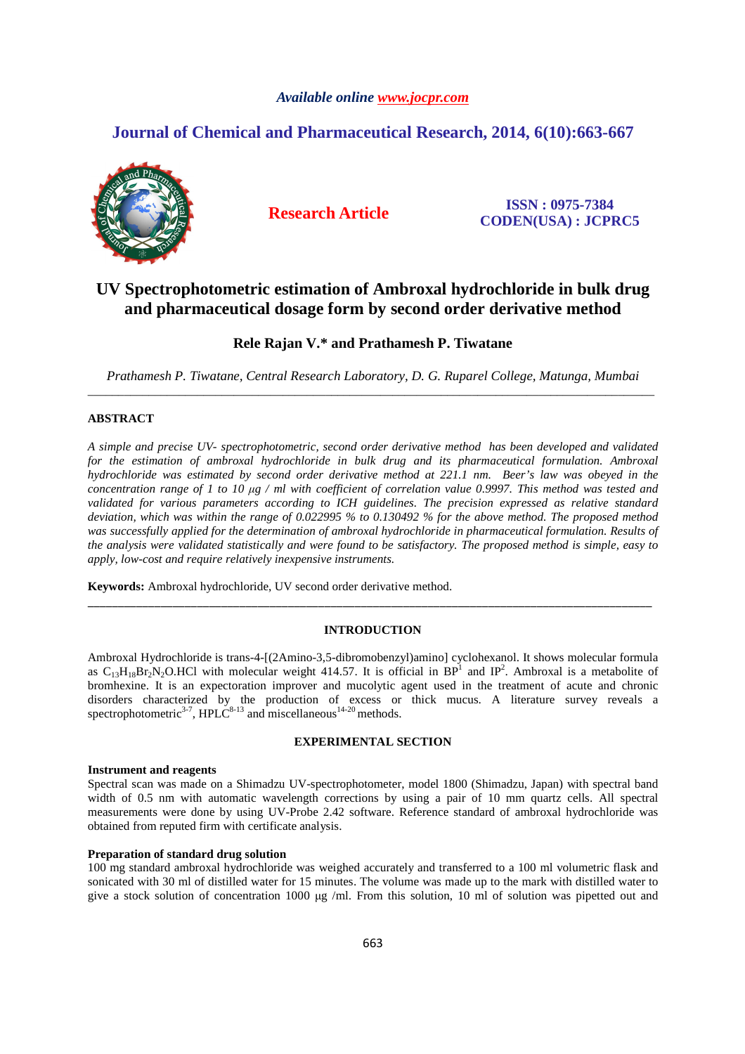*Available online www.jocpr.com*

## Journal of Chemical and Pharmaceutical Research, 2014, 6(10):663-667

**Research Article**

**ISSN : 0975-7384**
**CODEN(USA) : JCPRC5**

# UV Spectrophotometric estimation of Ambroxal hydrochloride in bulk drug and pharmaceutical dosage form by second order derivative method

**Rele Rajan V.\* and Prathamesh P. Tiwatane**

*Prathamesh P. Tiwatane, Central Research Laboratory, D. G. Ruparel College, Matunga, Mumbai*

---

## ABSTRACT

*A simple and precise UV- spectrophotometric, second order derivative method has been developed and validated for the estimation of ambroxal hydrochloride in bulk drug and its pharmaceutical formulation. Ambroxal hydrochloride was estimated by second order derivative method at 221.1 nm. Beer's law was obeyed in the concentration range of 1 to 10 μg / ml with coefficient of correlation value 0.9997. This method was tested and validated for various parameters according to ICH guidelines. The precision expressed as relative standard deviation, which was within the range of 0.022995 % to 0.130492 % for the above method. The proposed method was successfully applied for the determination of ambroxal hydrochloride in pharmaceutical formulation. Results of the analysis were validated statistically and were found to be satisfactory. The proposed method is simple, easy to apply, low-cost and require relatively inexpensive instruments.*

**Keywords:** Ambroxal hydrochloride, UV second order derivative method.

---

## INTRODUCTION

Ambroxal Hydrochloride is trans-4-[(2Amino-3,5-dibromobenzyl)amino] cyclohexanol. It shows molecular formula as $C_{13}H_{18}Br_2N_2O.HCl$ with molecular weight 414.57. It is official in BP[1] and IP[2]. Ambroxal is a metabolite of bromhexine. It is an expectoration improver and mucolytic agent used in the treatment of acute and chronic disorders characterized by the production of excess or thick mucus. A literature survey reveals a spectrophotometric[3-7], HPLC[8-13] and miscellaneous[14-20] methods.

## EXPERIMENTAL SECTION

### Instrument and reagents

Spectral scan was made on a Shimadzu UV-spectrophotometer, model 1800 (Shimadzu, Japan) with spectral band width of 0.5 nm with automatic wavelength corrections by using a pair of 10 mm quartz cells. All spectral measurements were done by using UV-Probe 2.42 software. Reference standard of ambroxal hydrochloride was obtained from reputed firm with certificate analysis.

### Preparation of standard drug solution

100 mg standard ambroxal hydrochloride was weighed accurately and transferred to a 100 ml volumetric flask and sonicated with 30 ml of distilled water for 15 minutes. The volume was made up to the mark with distilled water to give a stock solution of concentration 1000 μg /ml. From this solution, 10 ml of solution was pipetted out and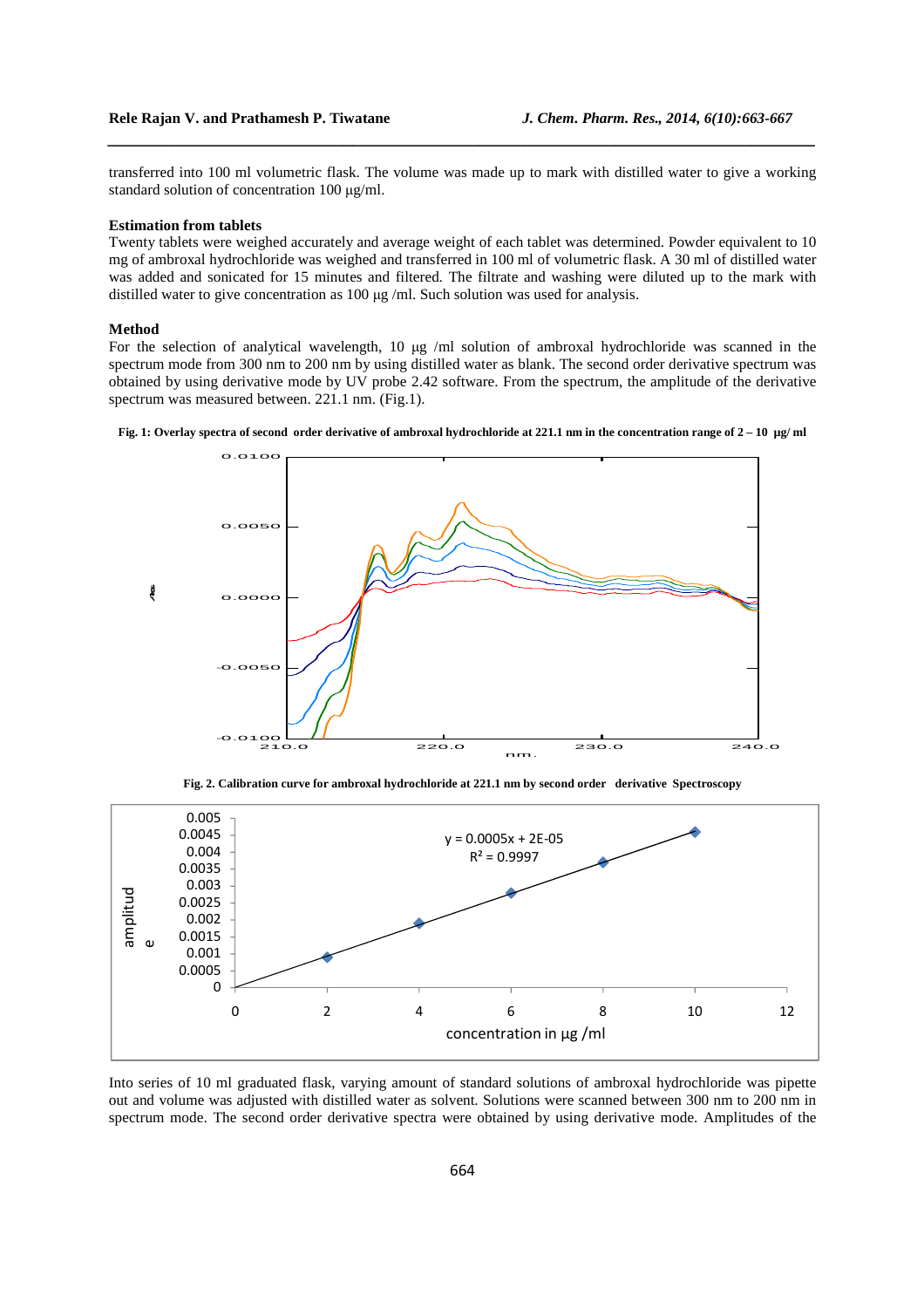transferred into 100 ml volumetric flask. The volume was made up to mark with distilled water to give a working standard solution of concentration 100 µg/ml.

**Estimation from tablets**

Twenty tablets were weighed accurately and average weight of each tablet was determined. Powder equivalent to 10 mg of ambroxal hydrochloride was weighed and transferred in 100 ml of volumetric flask. A 30 ml of distilled water was added and sonicated for 15 minutes and filtered. The filtrate and washing were diluted up to the mark with distilled water to give concentration as 100 µg /ml. Such solution was used for analysis.

**Method**

For the selection of analytical wavelength, 10 µg /ml solution of ambroxal hydrochloride was scanned in the spectrum mode from 300 nm to 200 nm by using distilled water as blank. The second order derivative spectrum was obtained by using derivative mode by UV probe 2.42 software. From the spectrum, the amplitude of the derivative spectrum was measured between. 221.1 nm. (Fig.1).

**Fig. 1: Overlay spectra of second order derivative of ambroxal hydrochloride at 221.1 nm in the concentration range of 2 – 10 µg/ ml**

**Fig. 2. Calibration curve for ambroxal hydrochloride at 221.1 nm by second order derivative Spectroscopy**

Into series of 10 ml graduated flask, varying amount of standard solutions of ambroxal hydrochloride was pipette out and volume was adjusted with distilled water as solvent. Solutions were scanned between 300 nm to 200 nm in spectrum mode. The second order derivative spectra were obtained by using derivative mode. Amplitudes of the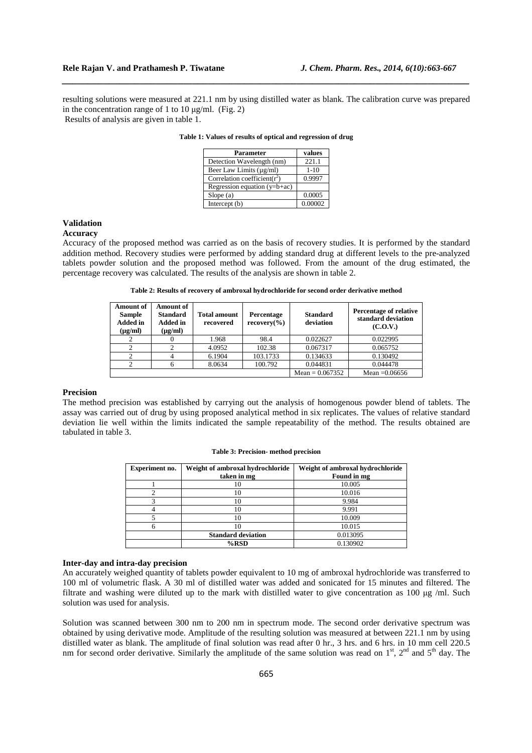resulting solutions were measured at 221.1 nm by using distilled water as blank. The calibration curve was prepared in the concentration range of 1 to 10 μg/ml. (Fig. 2)
Results of analysis are given in table 1.

**Table 1: Values of results of optical and regression of drug**

| Parameter | values |
|---|---|
| Detection Wavelength (nm) | 221.1 |
| Beer Law Limits (μg/ml) | 1-10 |
| Correlation coefficient($r^2$) | 0.9997 |
| Regression equation (y=b+ac) | |
| Slope (a) | 0.0005 |
| Intercept (b) | 0.00002 |

## Validation

### Accuracy

Accuracy of the proposed method was carried as on the basis of recovery studies. It is performed by the standard addition method. Recovery studies were performed by adding standard drug at different levels to the pre-analyzed tablets powder solution and the proposed method was followed. From the amount of the drug estimated, the percentage recovery was calculated. The results of the analysis are shown in table 2.

**Table 2: Results of recovery of ambroxal hydrochloride for second order derivative method**

| Amount of Sample Added in (μg/ml) | Amount of Standard Added in (μg/ml) | Total amount recovered | Percentage recovery(%) | Standard deviation | Percentage of relative standard deviation (C.O.V.) |
|---|---|---|---|---|---|
| 2 | 0 | 1.968 | 98.4 | 0.022627 | 0.022995 |
| 2 | 2 | 4.0952 | 102.38 | 0.067317 | 0.065752 |
| 2 | 4 | 6.1904 | 103.1733 | 0.134633 | 0.130492 |
| 2 | 6 | 8.0634 | 100.792 | 0.044831 | 0.044478 |
| | | | | Mean = 0.067352 | Mean =0.06656 |

### Precision

The method precision was established by carrying out the analysis of homogenous powder blend of tablets. The assay was carried out of drug by using proposed analytical method in six replicates. The values of relative standard deviation lie well within the limits indicated the sample repeatability of the method. The results obtained are tabulated in table 3.

**Table 3: Precision- method precision**

| Experiment no. | Weight of ambroxal hydrochloride taken in mg | Weight of ambroxal hydrochloride Found in mg |
|---|---|---|
| 1 | 10 | 10.005 |
| 2 | 10 | 10.016 |
| 3 | 10 | 9.984 |
| 4 | 10 | 9.991 |
| 5 | 10 | 10.009 |
| 6 | 10 | 10.015 |
| | **Standard deviation** | 0.013095 |
| | **%RSD** | 0.130902 |

### Inter-day and intra-day precision

An accurately weighed quantity of tablets powder equivalent to 10 mg of ambroxal hydrochloride was transferred to 100 ml of volumetric flask. A 30 ml of distilled water was added and sonicated for 15 minutes and filtered. The filtrate and washing were diluted up to the mark with distilled water to give concentration as 100 μg /ml. Such solution was used for analysis.

Solution was scanned between 300 nm to 200 nm in spectrum mode. The second order derivative spectrum was obtained by using derivative mode. Amplitude of the resulting solution was measured at between 221.1 nm by using distilled water as blank. The amplitude of final solution was read after 0 hr., 3 hrs. and 6 hrs. in 10 mm cell 220.5 nm for second order derivative. Similarly the amplitude of the same solution was read on 1st, 2nd and 5th day. The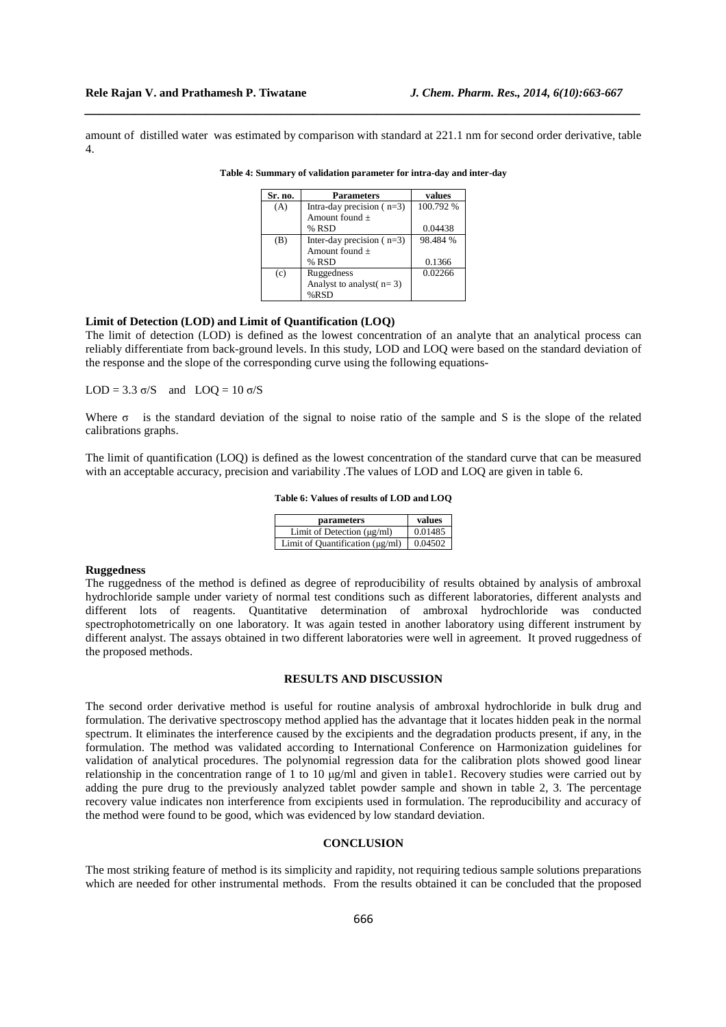amount of distilled water was estimated by comparison with standard at 221.1 nm for second order derivative, table 4.

**Table 4: Summary of validation parameter for intra-day and inter-day**

| Sr. no. | Parameters | values |
|---|---|---|
| (A) | Intra-day precision ( n=3) Amount found ± % RSD | 100.792 % 0.04438 |
| (B) | Inter-day precision ( n=3) Amount found ± % RSD | 98.484 % 0.1366 |
| (c) | Ruggedness Analyst to analyst( n= 3) %RSD | 0.02266 |

**Limit of Detection (LOD) and Limit of Quantification (LOQ)**

The limit of detection (LOD) is defined as the lowest concentration of an analyte that an analytical process can reliably differentiate from back-ground levels. In this study, LOD and LOQ were based on the standard deviation of the response and the slope of the corresponding curve using the following equations-

$LOD = 3.3\ \sigma/S$ and $LOQ = 10\ \sigma/S$

Where $\sigma$ is the standard deviation of the signal to noise ratio of the sample and S is the slope of the related calibrations graphs.

The limit of quantification (LOQ) is defined as the lowest concentration of the standard curve that can be measured with an acceptable accuracy, precision and variability .The values of LOD and LOQ are given in table 6.

**Table 6: Values of results of LOD and LOQ**

| parameters | values |
|---|---|
| Limit of Detection (μg/ml) | 0.01485 |
| Limit of Quantification (μg/ml) | 0.04502 |

**Ruggedness**

The ruggedness of the method is defined as degree of reproducibility of results obtained by analysis of ambroxal hydrochloride sample under variety of normal test conditions such as different laboratories, different analysts and different lots of reagents. Quantitative determination of ambroxal hydrochloride was conducted spectrophotometrically on one laboratory. It was again tested in another laboratory using different instrument by different analyst. The assays obtained in two different laboratories were well in agreement. It proved ruggedness of the proposed methods.

## RESULTS AND DISCUSSION

The second order derivative method is useful for routine analysis of ambroxal hydrochloride in bulk drug and formulation. The derivative spectroscopy method applied has the advantage that it locates hidden peak in the normal spectrum. It eliminates the interference caused by the excipients and the degradation products present, if any, in the formulation. The method was validated according to International Conference on Harmonization guidelines for validation of analytical procedures. The polynomial regression data for the calibration plots showed good linear relationship in the concentration range of 1 to 10 μg/ml and given in table1. Recovery studies were carried out by adding the pure drug to the previously analyzed tablet powder sample and shown in table 2, 3. The percentage recovery value indicates non interference from excipients used in formulation. The reproducibility and accuracy of the method were found to be good, which was evidenced by low standard deviation.

## CONCLUSION

The most striking feature of method is its simplicity and rapidity, not requiring tedious sample solutions preparations which are needed for other instrumental methods. From the results obtained it can be concluded that the proposed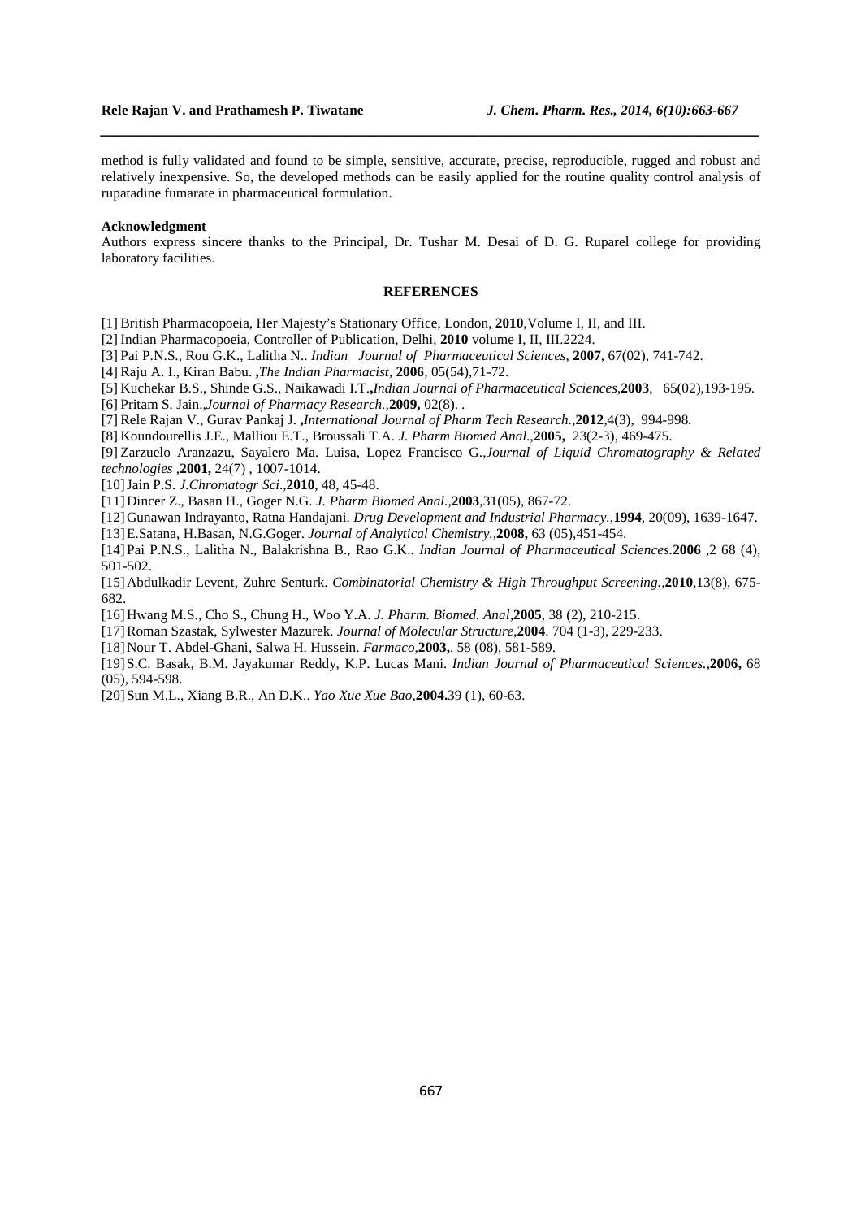method is fully validated and found to be simple, sensitive, accurate, precise, reproducible, rugged and robust and relatively inexpensive. So, the developed methods can be easily applied for the routine quality control analysis of rupatadine fumarate in pharmaceutical formulation.

**Acknowledgment**

Authors express sincere thanks to the Principal, Dr. Tushar M. Desai of D. G. Ruparel college for providing laboratory facilities.

## REFERENCES

[1] British Pharmacopoeia, Her Majesty's Stationary Office, London, **2010**,Volume I, II, and III.

[2] Indian Pharmacopoeia, Controller of Publication, Delhi, **2010** volume I, II, III.2224.

[3] Pai P.N.S., Rou G.K., Lalitha N.. *Indian Journal of Pharmaceutical Sciences*, **2007**, 67(02), 741-742.

[4] Raju A. I., Kiran Babu. **,***The Indian Pharmacist*, **2006**, 05(54),71-72.

[5] Kuchekar B.S., Shinde G.S., Naikawadi I.T.**,***Indian Journal of Pharmaceutical Sciences*,**2003**, 65(02),193-195.

[6] Pritam S. Jain.,*Journal of Pharmacy Research.*,**2009,** 02(8). .

[7] Rele Rajan V., Gurav Pankaj J. **,***International Journal of Pharm Tech Research.*,**2012**,4(3), 994-998.

[8] Koundourellis J.E., Malliou E.T., Broussali T.A. *J. Pharm Biomed Anal.*,**2005,** 23(2-3), 469-475.

[9] Zarzuelo Aranzazu, Sayalero Ma. Luisa, Lopez Francisco G.,*Journal of Liquid Chromatography & Related technologies* ,**2001,** 24(7) , 1007-1014.

[10] Jain P.S. *J.Chromatogr Sci.*,**2010**, 48, 45-48.

[11] Dincer Z., Basan H., Goger N.G. *J. Pharm Biomed Anal.*,**2003**,31(05), 867-72.

[12] Gunawan Indrayanto, Ratna Handajani. *Drug Development and Industrial Pharmacy.*,**1994**, 20(09), 1639-1647.

[13] E.Satana, H.Basan, N.G.Goger. *Journal of Analytical Chemistry.*,**2008,** 63 (05),451-454.

[14] Pai P.N.S., Lalitha N., Balakrishna B., Rao G.K.. *Indian Journal of Pharmaceutical Sciences.***2006** ,2 68 (4), 501-502.

[15] Abdulkadir Levent, Zuhre Senturk. *Combinatorial Chemistry & High Throughput Screening.*,**2010**,13(8), 675-682.

[16] Hwang M.S., Cho S., Chung H., Woo Y.A. *J. Pharm. Biomed. Anal*,**2005**, 38 (2), 210-215.

[17] Roman Szastak, Sylwester Mazurek. *Journal of Molecular Structure*,**2004**. 704 (1-3), 229-233.

[18] Nour T. Abdel-Ghani, Salwa H. Hussein. *Farmaco*,**2003,**. 58 (08), 581-589.

[19] S.C. Basak, B.M. Jayakumar Reddy, K.P. Lucas Mani. *Indian Journal of Pharmaceutical Sciences.*,**2006,** 68 (05), 594-598.

[20] Sun M.L., Xiang B.R., An D.K.. *Yao Xue Xue Bao*,**2004.**39 (1), 60-63.